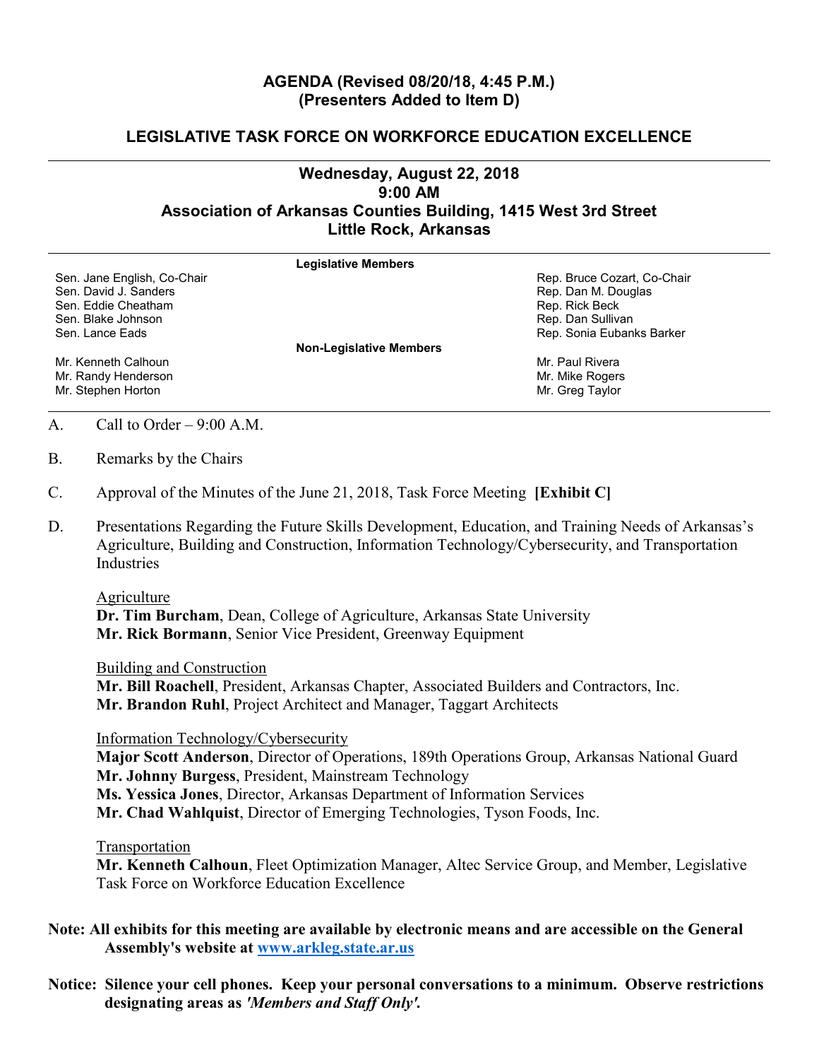**AGENDA (Revised 08/20/18, 4:45 P.M.)**
**(Presenters Added to Item D)**

## LEGISLATIVE TASK FORCE ON WORKFORCE EDUCATION EXCELLENCE

### Wednesday, August 22, 2018
### 9:00 AM
### Association of Arkansas Counties Building, 1415 West 3rd Street
### Little Rock, Arkansas

**Legislative Members**

| | |
|---|---|
| Sen. Jane English, Co-Chair | Rep. Bruce Cozart, Co-Chair |
| Sen. David J. Sanders | Rep. Dan M. Douglas |
| Sen. Eddie Cheatham | Rep. Rick Beck |
| Sen. Blake Johnson | Rep. Dan Sullivan |
| Sen. Lance Eads | Rep. Sonia Eubanks Barker |

**Non-Legislative Members**

| | |
|---|---|
| Mr. Kenneth Calhoun | Mr. Paul Rivera |
| Mr. Randy Henderson | Mr. Mike Rogers |
| Mr. Stephen Horton | Mr. Greg Taylor |

A. Call to Order – 9:00 A.M.

B. Remarks by the Chairs

C. Approval of the Minutes of the June 21, 2018, Task Force Meeting **[Exhibit C]**

D. Presentations Regarding the Future Skills Development, Education, and Training Needs of Arkansas's Agriculture, Building and Construction, Information Technology/Cybersecurity, and Transportation Industries

Agriculture
**Dr. Tim Burcham**, Dean, College of Agriculture, Arkansas State University
**Mr. Rick Bormann**, Senior Vice President, Greenway Equipment

Building and Construction
**Mr. Bill Roachell**, President, Arkansas Chapter, Associated Builders and Contractors, Inc.
**Mr. Brandon Ruhl**, Project Architect and Manager, Taggart Architects

Information Technology/Cybersecurity
**Major Scott Anderson**, Director of Operations, 189th Operations Group, Arkansas National Guard
**Mr. Johnny Burgess**, President, Mainstream Technology
**Ms. Yessica Jones**, Director, Arkansas Department of Information Services
**Mr. Chad Wahlquist**, Director of Emerging Technologies, Tyson Foods, Inc.

Transportation
**Mr. Kenneth Calhoun**, Fleet Optimization Manager, Altec Service Group, and Member, Legislative Task Force on Workforce Education Excellence

**Note: All exhibits for this meeting are available by electronic means and are accessible on the General Assembly's website at [www.arkleg.state.ar.us](http://www.arkleg.state.ar.us)**

**Notice: Silence your cell phones. Keep your personal conversations to a minimum. Observe restrictions designating areas as *'Members and Staff Only'*.**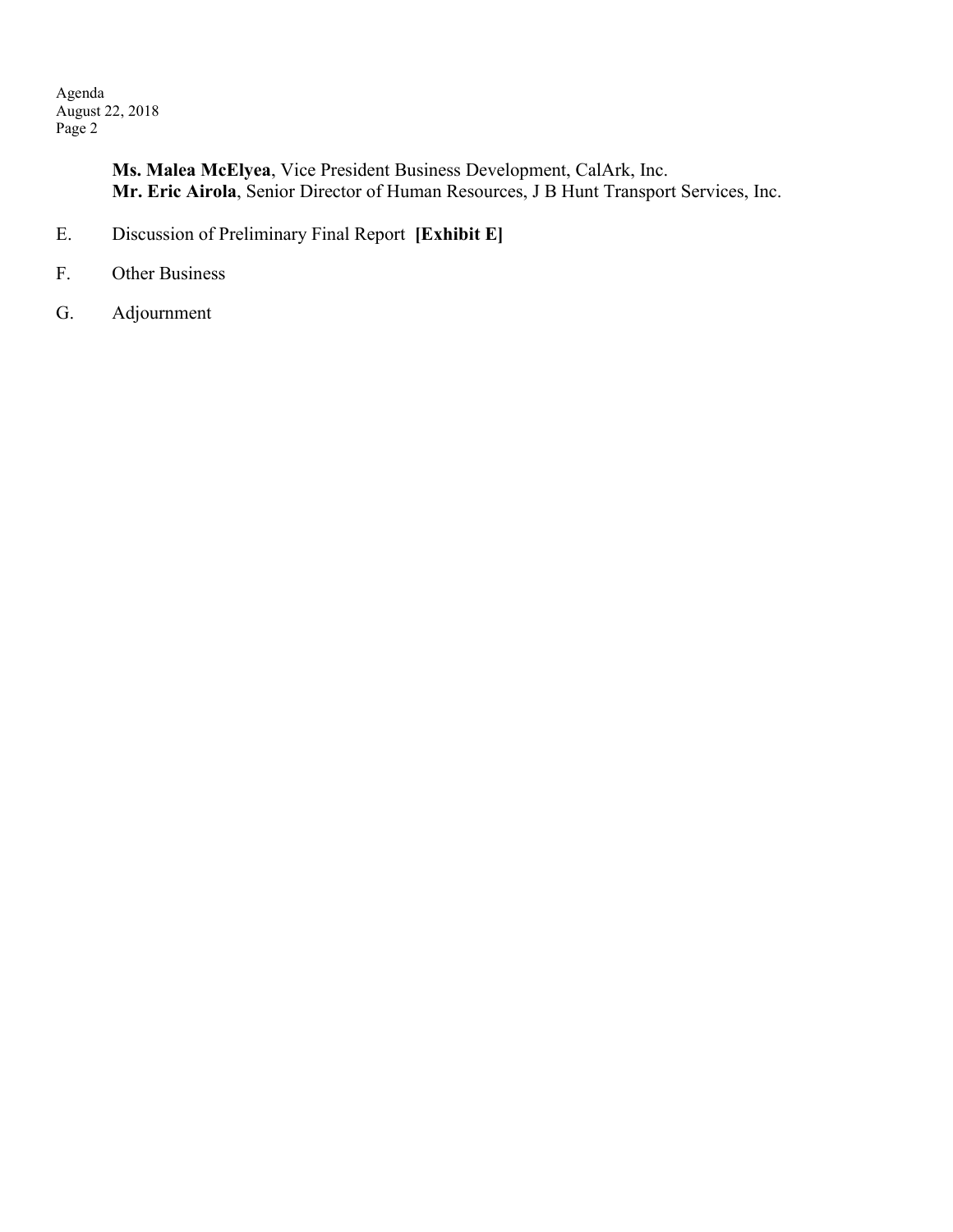**Ms. Malea McElyea**, Vice President Business Development, CalArk, Inc.
**Mr. Eric Airola**, Senior Director of Human Resources, J B Hunt Transport Services, Inc.

E. Discussion of Preliminary Final Report **[Exhibit E]**

F. Other Business

G. Adjournment